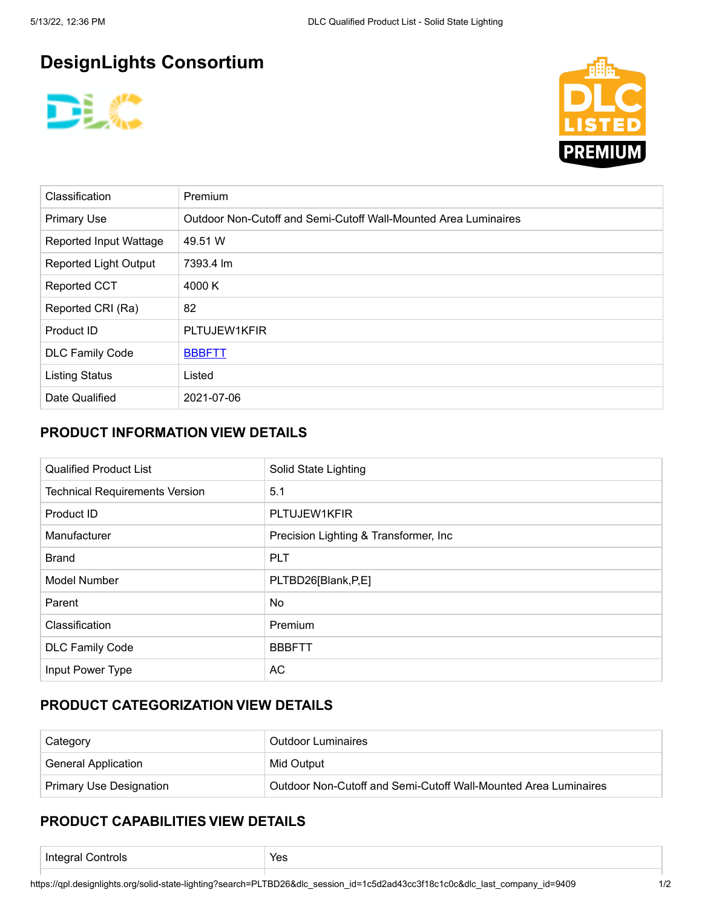# DesignLights Consortium

| Classification | Premium |
| --- | --- |
| Primary Use | Outdoor Non-Cutoff and Semi-Cutoff Wall-Mounted Area Luminaires |
| Reported Input Wattage | 49.51 W |
| Reported Light Output | 7393.4 lm |
| Reported CCT | 4000 K |
| Reported CRI (Ra) | 82 |
| Product ID | PLTUJEW1KFIR |
| DLC Family Code | BBBFTT |
| Listing Status | Listed |
| Date Qualified | 2021-07-06 |

## PRODUCT INFORMATION VIEW DETAILS

| Qualified Product List | Solid State Lighting |
| --- | --- |
| Technical Requirements Version | 5.1 |
| Product ID | PLTUJEW1KFIR |
| Manufacturer | Precision Lighting & Transformer, Inc |
| Brand | PLT |
| Model Number | PLTBD26[Blank,P,E] |
| Parent | No |
| Classification | Premium |
| DLC Family Code | BBBFTT |
| Input Power Type | AC |

## PRODUCT CATEGORIZATION VIEW DETAILS

| Category | Outdoor Luminaires |
| --- | --- |
| General Application | Mid Output |
| Primary Use Designation | Outdoor Non-Cutoff and Semi-Cutoff Wall-Mounted Area Luminaires |

## PRODUCT CAPABILITIES VIEW DETAILS

| Integral Controls | Yes |
| --- | --- |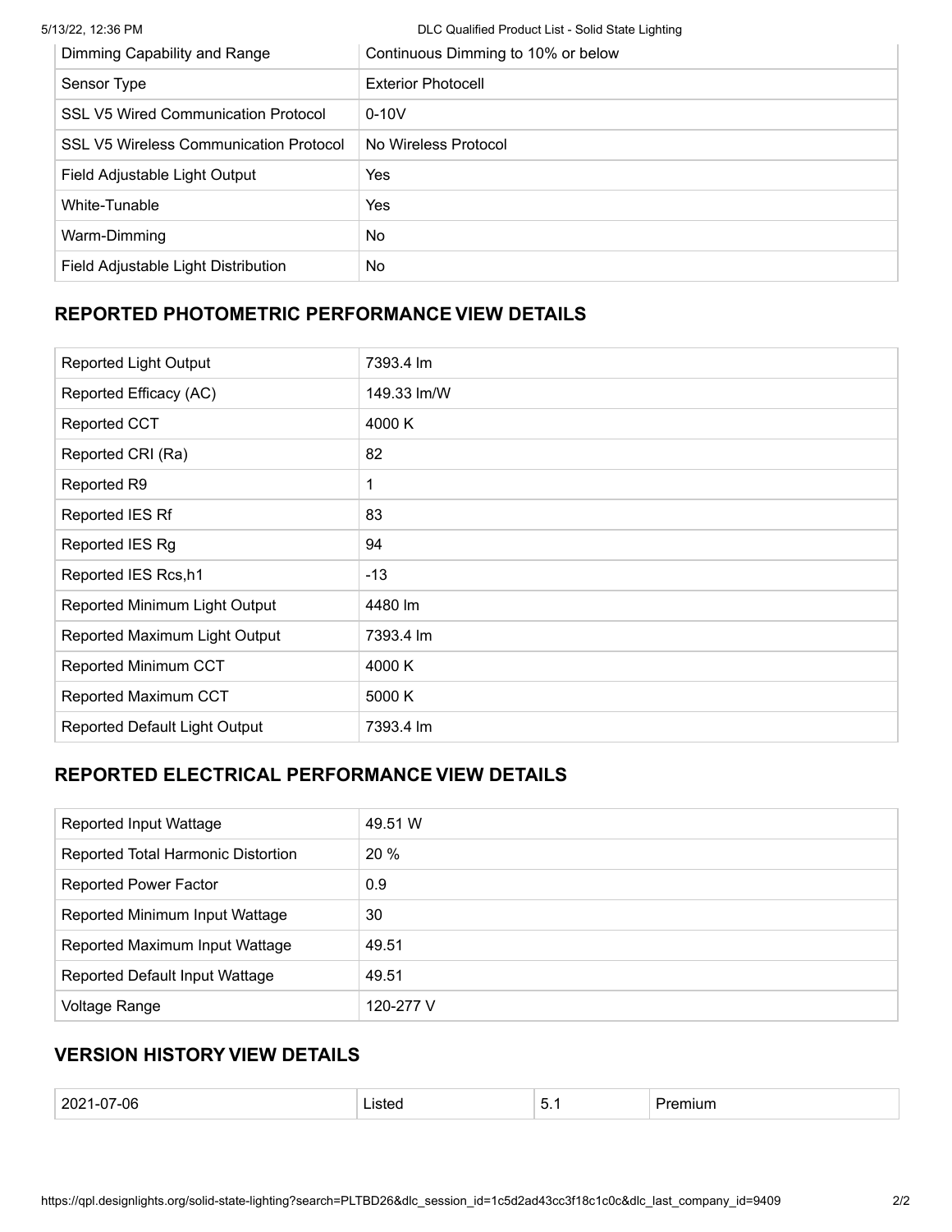| | |
|---|---|
| Dimming Capability and Range | Continuous Dimming to 10% or below |
| Sensor Type | Exterior Photocell |
| SSL V5 Wired Communication Protocol | 0-10V |
| SSL V5 Wireless Communication Protocol | No Wireless Protocol |
| Field Adjustable Light Output | Yes |
| White-Tunable | Yes |
| Warm-Dimming | No |
| Field Adjustable Light Distribution | No |

## REPORTED PHOTOMETRIC PERFORMANCE VIEW DETAILS

| | |
|---|---|
| Reported Light Output | 7393.4 lm |
| Reported Efficacy (AC) | 149.33 lm/W |
| Reported CCT | 4000 K |
| Reported CRI (Ra) | 82 |
| Reported R9 | 1 |
| Reported IES Rf | 83 |
| Reported IES Rg | 94 |
| Reported IES Rcs,h1 | -13 |
| Reported Minimum Light Output | 4480 lm |
| Reported Maximum Light Output | 7393.4 lm |
| Reported Minimum CCT | 4000 K |
| Reported Maximum CCT | 5000 K |
| Reported Default Light Output | 7393.4 lm |

## REPORTED ELECTRICAL PERFORMANCE VIEW DETAILS

| | |
|---|---|
| Reported Input Wattage | 49.51 W |
| Reported Total Harmonic Distortion | 20 % |
| Reported Power Factor | 0.9 |
| Reported Minimum Input Wattage | 30 |
| Reported Maximum Input Wattage | 49.51 |
| Reported Default Input Wattage | 49.51 |
| Voltage Range | 120-277 V |

## VERSION HISTORY VIEW DETAILS

| | | | |
|---|---|---|---|
| 2021-07-06 | Listed | 5.1 | Premium |